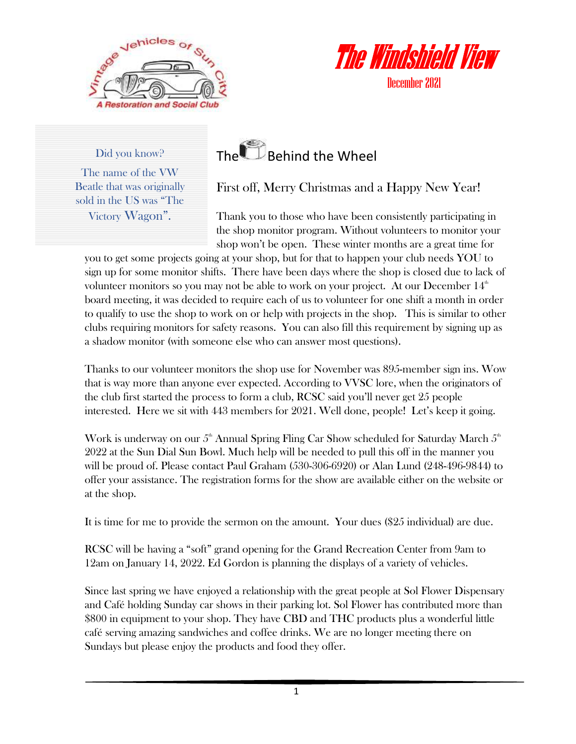Vintage Vehicles of Sun City

A Restoration and Social Club

# The Windshield View

December 2021

> Did you know?
>
> The name of the VW Beatle that was originally sold in the US was "The Victory Wagon".

## The Behind the Wheel

First off, Merry Christmas and a Happy New Year!

Thank you to those who have been consistently participating in the shop monitor program. Without volunteers to monitor your shop won't be open. These winter months are a great time for you to get some projects going at your shop, but for that to happen your club needs YOU to sign up for some monitor shifts. There have been days where the shop is closed due to lack of volunteer monitors so you may not be able to work on your project. At our December 14th board meeting, it was decided to require each of us to volunteer for one shift a month in order to qualify to use the shop to work on or help with projects in the shop. This is similar to other clubs requiring monitors for safety reasons. You can also fill this requirement by signing up as a shadow monitor (with someone else who can answer most questions).

Thanks to our volunteer monitors the shop use for November was 895-member sign ins. Wow that is way more than anyone ever expected. According to VVSC lore, when the originators of the club first started the process to form a club, RCSC said you'll never get 25 people interested. Here we sit with 443 members for 2021. Well done, people! Let's keep it going.

Work is underway on our 5th Annual Spring Fling Car Show scheduled for Saturday March 5th 2022 at the Sun Dial Sun Bowl. Much help will be needed to pull this off in the manner you will be proud of. Please contact Paul Graham (530-306-6920) or Alan Lund (248-496-9844) to offer your assistance. The registration forms for the show are available either on the website or at the shop.

It is time for me to provide the sermon on the amount. Your dues ($25 individual) are due.

RCSC will be having a "soft" grand opening for the Grand Recreation Center from 9am to 12am on January 14, 2022. Ed Gordon is planning the displays of a variety of vehicles.

Since last spring we have enjoyed a relationship with the great people at Sol Flower Dispensary and Café holding Sunday car shows in their parking lot. Sol Flower has contributed more than $800 in equipment to your shop. They have CBD and THC products plus a wonderful little café serving amazing sandwiches and coffee drinks. We are no longer meeting there on Sundays but please enjoy the products and food they offer.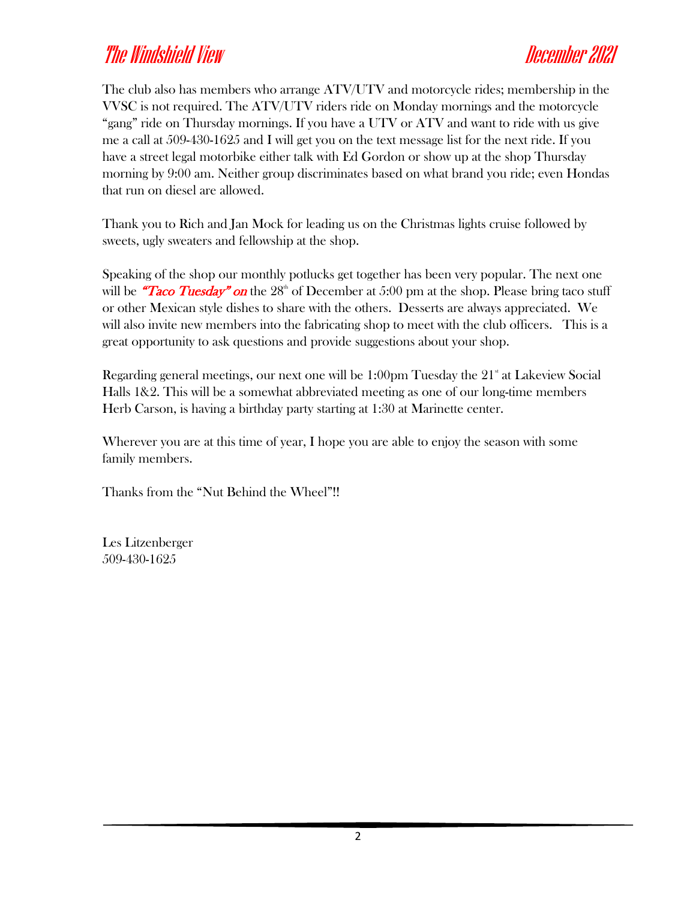The club also has members who arrange ATV/UTV and motorcycle rides; membership in the VVSC is not required. The ATV/UTV riders ride on Monday mornings and the motorcycle "gang" ride on Thursday mornings. If you have a UTV or ATV and want to ride with us give me a call at 509-430-1625 and I will get you on the text message list for the next ride. If you have a street legal motorbike either talk with Ed Gordon or show up at the shop Thursday morning by 9:00 am. Neither group discriminates based on what brand you ride; even Hondas that run on diesel are allowed.

Thank you to Rich and Jan Mock for leading us on the Christmas lights cruise followed by sweets, ugly sweaters and fellowship at the shop.

Speaking of the shop our monthly potlucks get together has been very popular. The next one will be ***"Taco Tuesday" on*** the 28th of December at 5:00 pm at the shop. Please bring taco stuff or other Mexican style dishes to share with the others. Desserts are always appreciated. We will also invite new members into the fabricating shop to meet with the club officers. This is a great opportunity to ask questions and provide suggestions about your shop.

Regarding general meetings, our next one will be 1:00pm Tuesday the 21st at Lakeview Social Halls 1&2. This will be a somewhat abbreviated meeting as one of our long-time members Herb Carson, is having a birthday party starting at 1:30 at Marinette center.

Wherever you are at this time of year, I hope you are able to enjoy the season with some family members.

Thanks from the "Nut Behind the Wheel"!!

Les Litzenberger
509-430-1625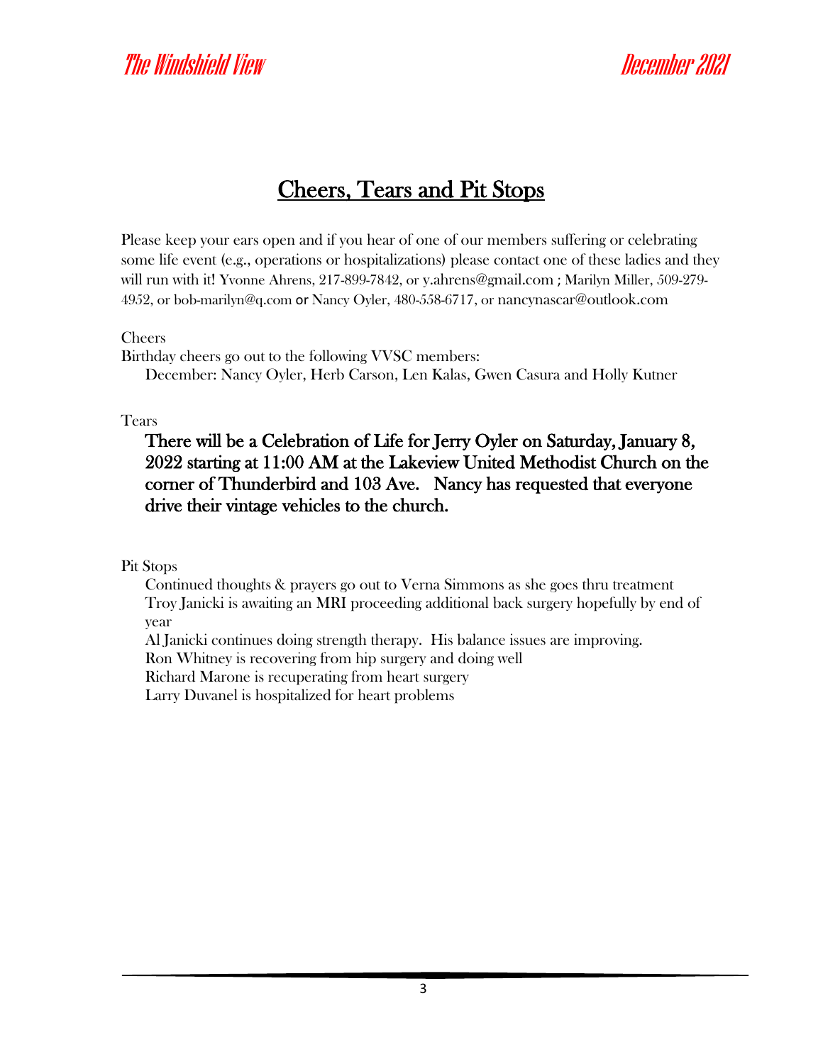# Cheers, Tears and Pit Stops

Please keep your ears open and if you hear of one of our members suffering or celebrating some life event (e.g., operations or hospitalizations) please contact one of these ladies and they will run with it! Yvonne Ahrens, 217-899-7842, or y.ahrens@gmail.com ; Marilyn Miller, 509-279-4952, or bob-marilyn@q.com or Nancy Oyler, 480-558-6717, or nancynascar@outlook.com

Cheers

Birthday cheers go out to the following VVSC members:

December: Nancy Oyler, Herb Carson, Len Kalas, Gwen Casura and Holly Kutner

Tears

**There will be a Celebration of Life for Jerry Oyler on Saturday, January 8, 2022 starting at 11:00 AM at the Lakeview United Methodist Church on the corner of Thunderbird and 103 Ave. Nancy has requested that everyone drive their vintage vehicles to the church.**

Pit Stops

Continued thoughts & prayers go out to Verna Simmons as she goes thru treatment
Troy Janicki is awaiting an MRI proceeding additional back surgery hopefully by end of year
Al Janicki continues doing strength therapy. His balance issues are improving.
Ron Whitney is recovering from hip surgery and doing well
Richard Marone is recuperating from heart surgery
Larry Duvanel is hospitalized for heart problems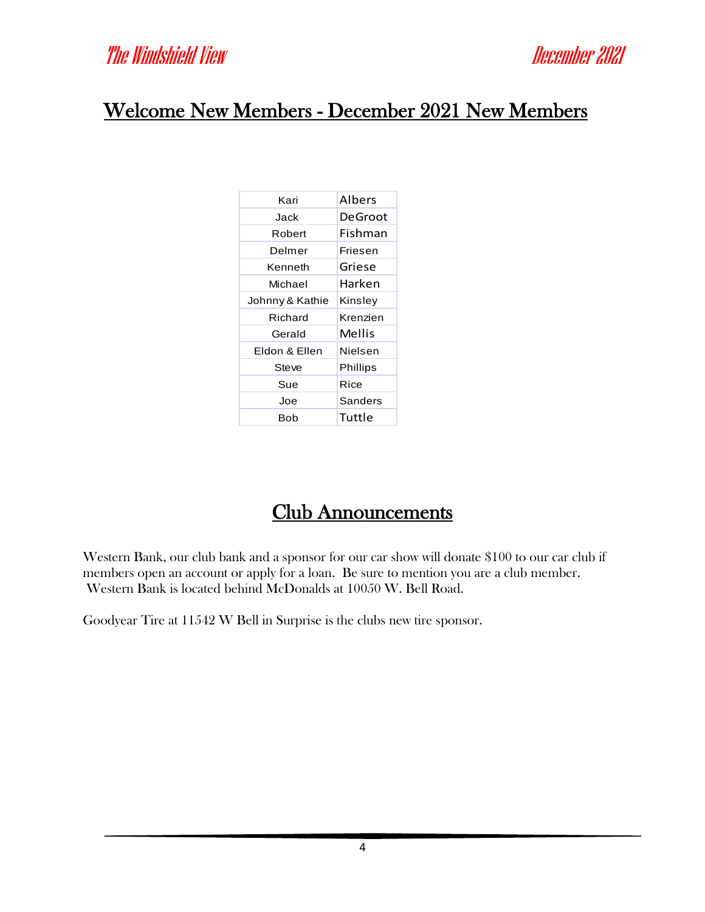## Welcome New Members - December 2021 New Members

| First Name | Last Name |
|---|---|
| Kari | Albers |
| Jack | DeGroot |
| Robert | Fishman |
| Delmer | Friesen |
| Kenneth | Griese |
| Michael | Harken |
| Johnny & Kathie | Kinsley |
| Richard | Krenzien |
| Gerald | Mellis |
| Eldon & Ellen | Nielsen |
| Steve | Phillips |
| Sue | Rice |
| Joe | Sanders |
| Bob | Tuttle |

## Club Announcements

Western Bank, our club bank and a sponsor for our car show will donate $100 to our car club if members open an account or apply for a loan. Be sure to mention you are a club member. Western Bank is located behind McDonalds at 10050 W. Bell Road.

Goodyear Tire at 11542 W Bell in Surprise is the clubs new tire sponsor.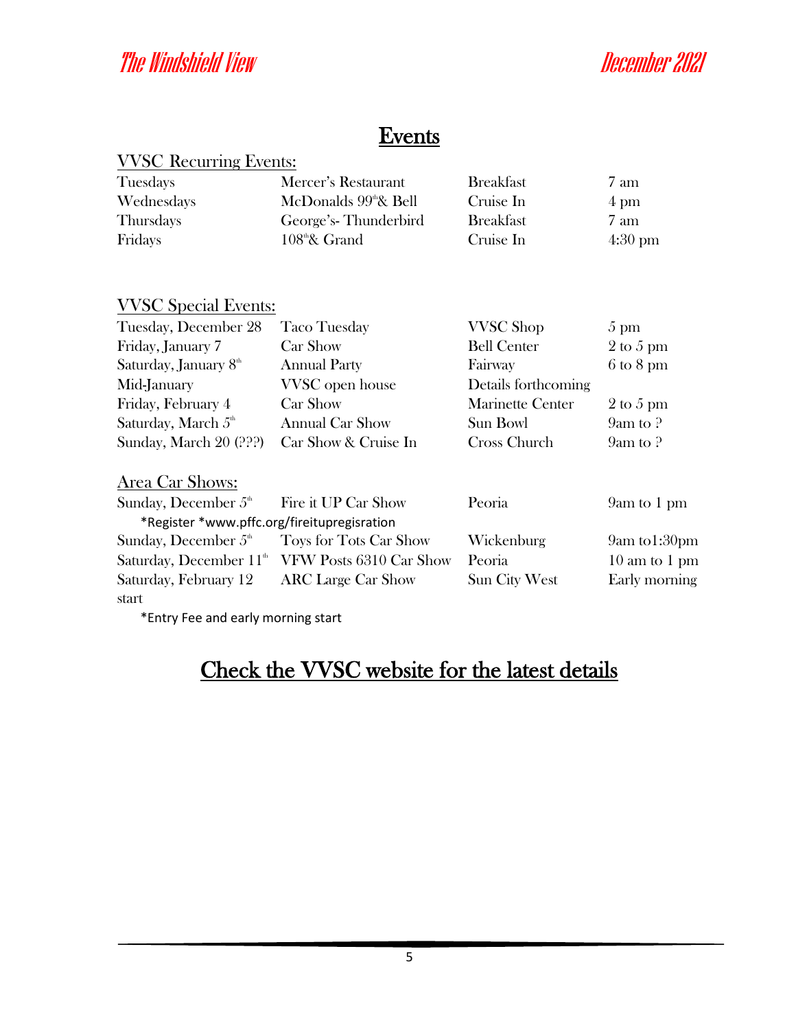# Events

## VVSC Recurring Events:

| | | | |
|---|---|---|---|
| Tuesdays | Mercer's Restaurant | Breakfast | 7 am |
| Wednesdays | McDonalds 99th & Bell | Cruise In | 4 pm |
| Thursdays | George's- Thunderbird | Breakfast | 7 am |
| Fridays | 108th & Grand | Cruise In | 4:30 pm |

## VVSC Special Events:

| | | | |
|---|---|---|---|
| Tuesday, December 28 | Taco Tuesday | VVSC Shop | 5 pm |
| Friday, January 7 | Car Show | Bell Center | 2 to 5 pm |
| Saturday, January 8th | Annual Party | Fairway | 6 to 8 pm |
| Mid-January | VVSC open house | Details forthcoming | |
| Friday, February 4 | Car Show | Marinette Center | 2 to 5 pm |
| Saturday, March 5th | Annual Car Show | Sun Bowl | 9am to ? |
| Sunday, March 20 (???) | Car Show & Cruise In | Cross Church | 9am to ? |

## Area Car Shows:

| | | | |
|---|---|---|---|
| Sunday, December 5th | Fire it UP Car Show | Peoria | 9am to 1 pm |
| *Register *www.pffc.org/fireitupregisration | | | |
| Sunday, December 5th | Toys for Tots Car Show | Wickenburg | 9am to1:30pm |
| Saturday, December 11th | VFW Posts 6310 Car Show | Peoria | 10 am to 1 pm |
| Saturday, February 12 | ARC Large Car Show | Sun City West | Early morning start |

*Entry Fee and early morning start

## Check the VVSC website for the latest details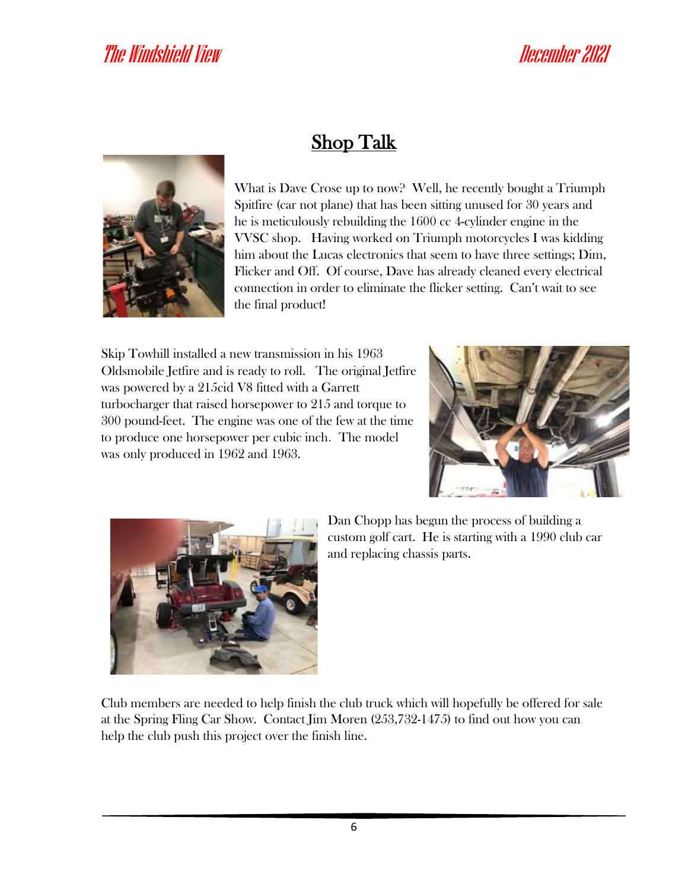## Shop Talk

What is Dave Crose up to now? Well, he recently bought a Triumph Spitfire (car not plane) that has been sitting unused for 30 years and he is meticulously rebuilding the 1600 cc 4-cylinder engine in the VVSC shop. Having worked on Triumph motorcycles I was kidding him about the Lucas electronics that seem to have three settings; Dim, Flicker and Off. Of course, Dave has already cleaned every electrical connection in order to eliminate the flicker setting. Can't wait to see the final product!

Skip Towhill installed a new transmission in his 1963 Oldsmobile Jetfire and is ready to roll. The original Jetfire was powered by a 215cid V8 fitted with a Garrett turbocharger that raised horsepower to 215 and torque to 300 pound-feet. The engine was one of the few at the time to produce one horsepower per cubic inch. The model was only produced in 1962 and 1963.

Dan Chopp has begun the process of building a custom golf cart. He is starting with a 1990 club car and replacing chassis parts.

Club members are needed to help finish the club truck which will hopefully be offered for sale at the Spring Fling Car Show. Contact Jim Moren (253,732-1475) to find out how you can help the club push this project over the finish line.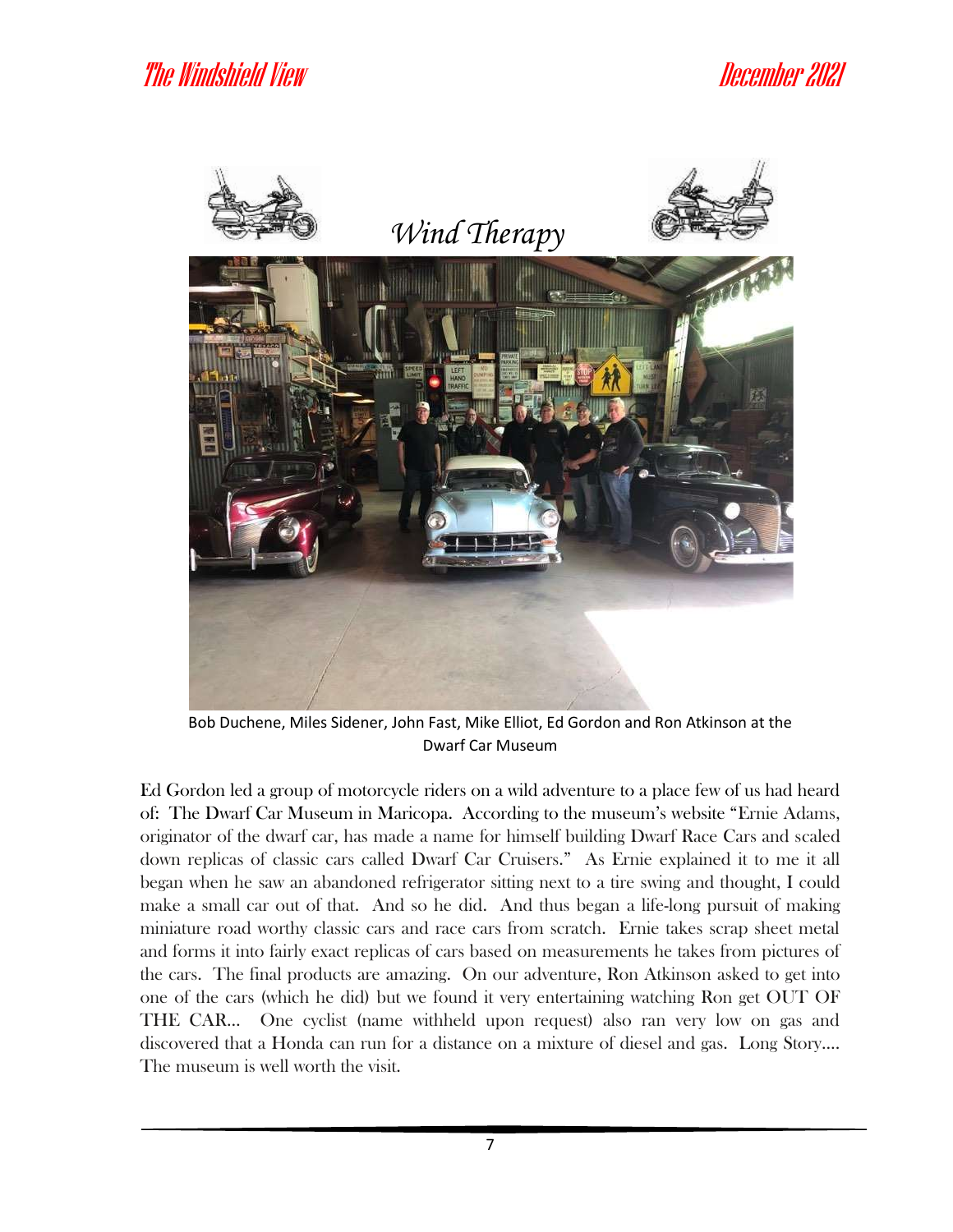# Wind Therapy

Bob Duchene, Miles Sidener, John Fast, Mike Elliot, Ed Gordon and Ron Atkinson at the Dwarf Car Museum

Ed Gordon led a group of motorcycle riders on a wild adventure to a place few of us had heard of: The Dwarf Car Museum in Maricopa. According to the museum's website "Ernie Adams, originator of the dwarf car, has made a name for himself building Dwarf Race Cars and scaled down replicas of classic cars called Dwarf Car Cruisers." As Ernie explained it to me it all began when he saw an abandoned refrigerator sitting next to a tire swing and thought, I could make a small car out of that. And so he did. And thus began a life-long pursuit of making miniature road worthy classic cars and race cars from scratch. Ernie takes scrap sheet metal and forms it into fairly exact replicas of cars based on measurements he takes from pictures of the cars. The final products are amazing. On our adventure, Ron Atkinson asked to get into one of the cars (which he did) but we found it very entertaining watching Ron get OUT OF THE CAR… One cyclist (name withheld upon request) also ran very low on gas and discovered that a Honda can run for a distance on a mixture of diesel and gas. Long Story…. The museum is well worth the visit.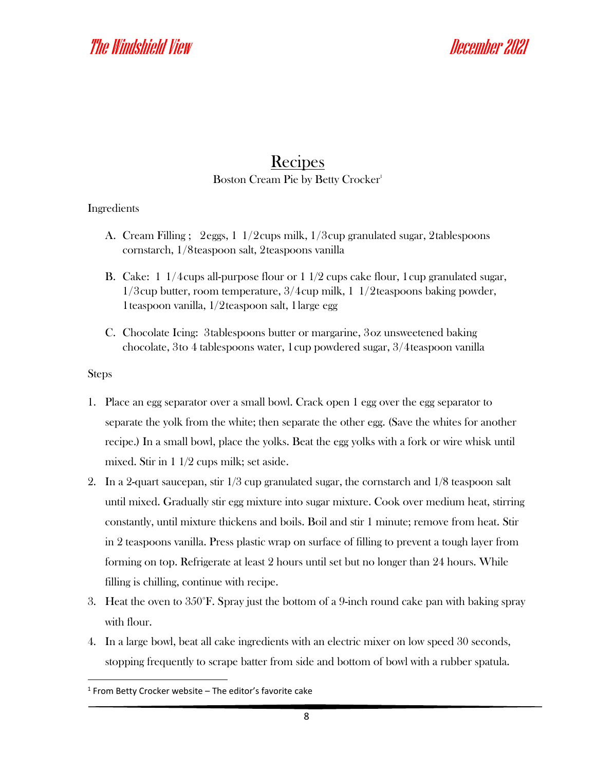# Recipes

Boston Cream Pie by Betty Crocker[1]

Ingredients

A. Cream Filling ;  2eggs, 1  1/2cups milk, 1/3cup granulated sugar, 2tablespoons cornstarch, 1/8teaspoon salt, 2teaspoons vanilla

B. Cake:  1  1/4cups all-purpose flour or 1 1/2 cups cake flour, 1cup granulated sugar, 1/3cup butter, room temperature, 3/4cup milk, 1  1/2teaspoons baking powder, 1teaspoon vanilla, 1/2teaspoon salt, 1large egg

C. Chocolate Icing:  3tablespoons butter or margarine, 3oz unsweetened baking chocolate, 3to 4 tablespoons water, 1cup powdered sugar, 3/4teaspoon vanilla

Steps

1. Place an egg separator over a small bowl. Crack open 1 egg over the egg separator to separate the yolk from the white; then separate the other egg. (Save the whites for another recipe.) In a small bowl, place the yolks. Beat the egg yolks with a fork or wire whisk until mixed. Stir in 1 1/2 cups milk; set aside.
2. In a 2-quart saucepan, stir 1/3 cup granulated sugar, the cornstarch and 1/8 teaspoon salt until mixed. Gradually stir egg mixture into sugar mixture. Cook over medium heat, stirring constantly, until mixture thickens and boils. Boil and stir 1 minute; remove from heat. Stir in 2 teaspoons vanilla. Press plastic wrap on surface of filling to prevent a tough layer from forming on top. Refrigerate at least 2 hours until set but no longer than 24 hours. While filling is chilling, continue with recipe.
3. Heat the oven to 350°F. Spray just the bottom of a 9-inch round cake pan with baking spray with flour.
4. In a large bowl, beat all cake ingredients with an electric mixer on low speed 30 seconds, stopping frequently to scrape batter from side and bottom of bowl with a rubber spatula.

[1] From Betty Crocker website – The editor's favorite cake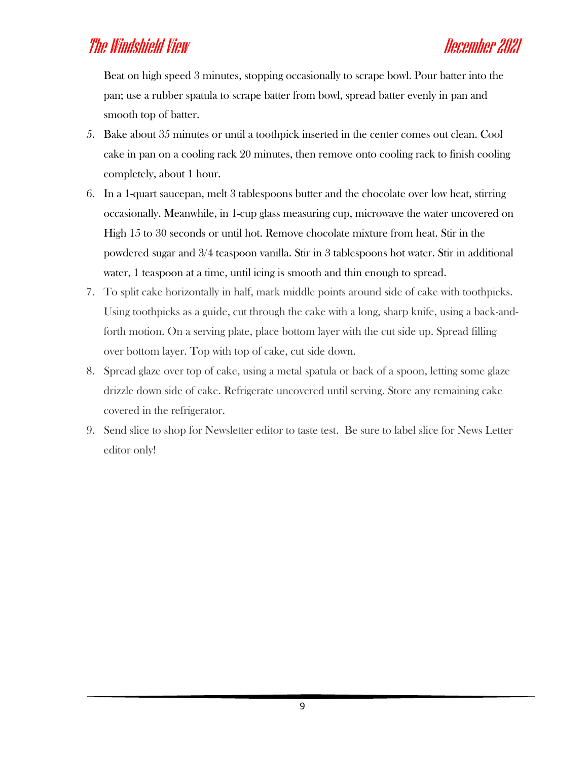Beat on high speed 3 minutes, stopping occasionally to scrape bowl. Pour batter into the pan; use a rubber spatula to scrape batter from bowl, spread batter evenly in pan and smooth top of batter.

5. Bake about 35 minutes or until a toothpick inserted in the center comes out clean. Cool cake in pan on a cooling rack 20 minutes, then remove onto cooling rack to finish cooling completely, about 1 hour.
6. In a 1-quart saucepan, melt 3 tablespoons butter and the chocolate over low heat, stirring occasionally. Meanwhile, in 1-cup glass measuring cup, microwave the water uncovered on High 15 to 30 seconds or until hot. Remove chocolate mixture from heat. Stir in the powdered sugar and 3/4 teaspoon vanilla. Stir in 3 tablespoons hot water. Stir in additional water, 1 teaspoon at a time, until icing is smooth and thin enough to spread.
7. To split cake horizontally in half, mark middle points around side of cake with toothpicks. Using toothpicks as a guide, cut through the cake with a long, sharp knife, using a back-and-forth motion. On a serving plate, place bottom layer with the cut side up. Spread filling over bottom layer. Top with top of cake, cut side down.
8. Spread glaze over top of cake, using a metal spatula or back of a spoon, letting some glaze drizzle down side of cake. Refrigerate uncovered until serving. Store any remaining cake covered in the refrigerator.
9. Send slice to shop for Newsletter editor to taste test. Be sure to label slice for News Letter editor only!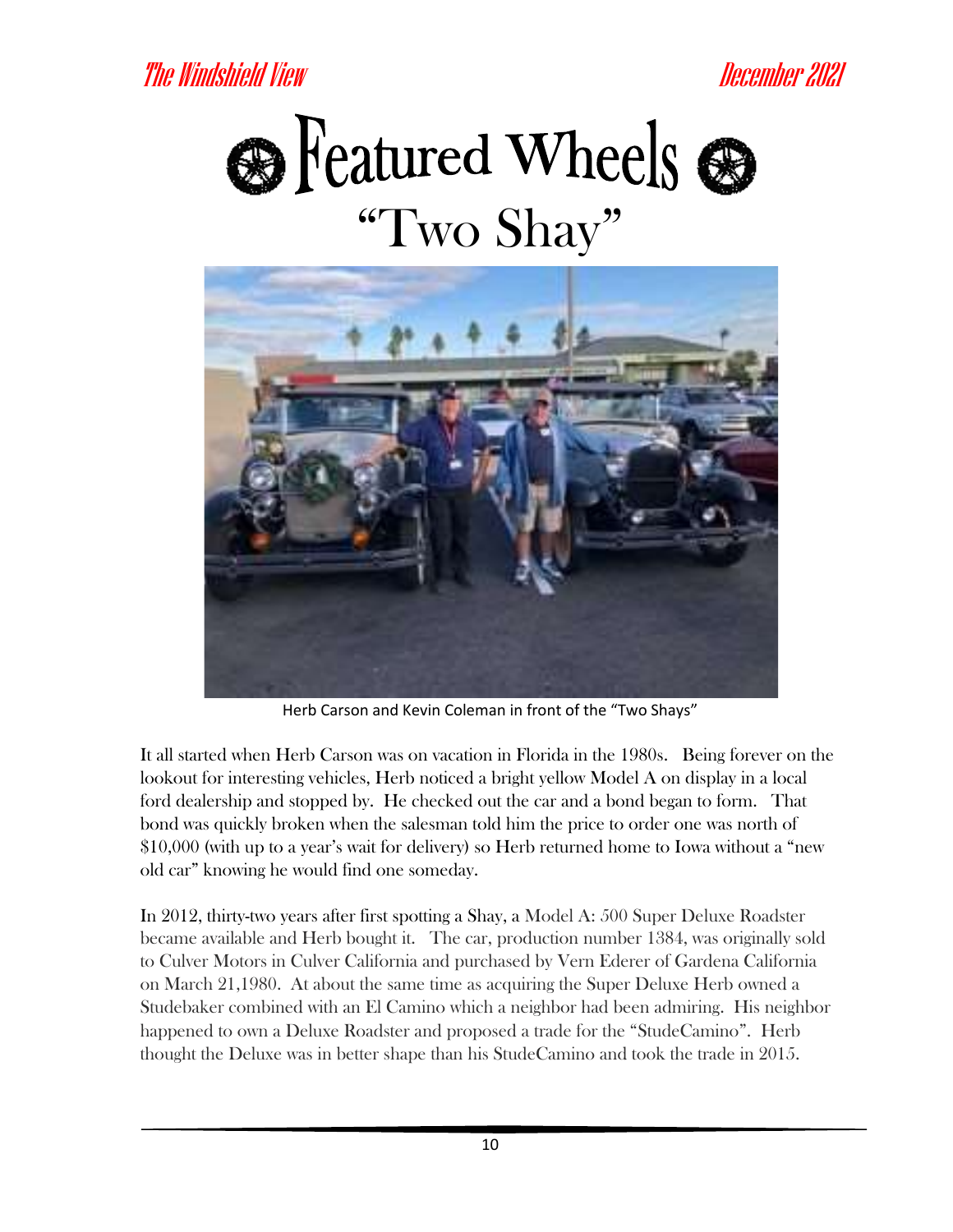# Featured Wheels

## "Two Shay"

Herb Carson and Kevin Coleman in front of the "Two Shays"

It all started when Herb Carson was on vacation in Florida in the 1980s. Being forever on the lookout for interesting vehicles, Herb noticed a bright yellow Model A on display in a local ford dealership and stopped by. He checked out the car and a bond began to form. That bond was quickly broken when the salesman told him the price to order one was north of $10,000 (with up to a year's wait for delivery) so Herb returned home to Iowa without a "new old car" knowing he would find one someday.

In 2012, thirty-two years after first spotting a Shay, a Model A: 500 Super Deluxe Roadster became available and Herb bought it. The car, production number 1384, was originally sold to Culver Motors in Culver California and purchased by Vern Ederer of Gardena California on March 21,1980. At about the same time as acquiring the Super Deluxe Herb owned a Studebaker combined with an El Camino which a neighbor had been admiring. His neighbor happened to own a Deluxe Roadster and proposed a trade for the "StudeCamino". Herb thought the Deluxe was in better shape than his StudeCamino and took the trade in 2015.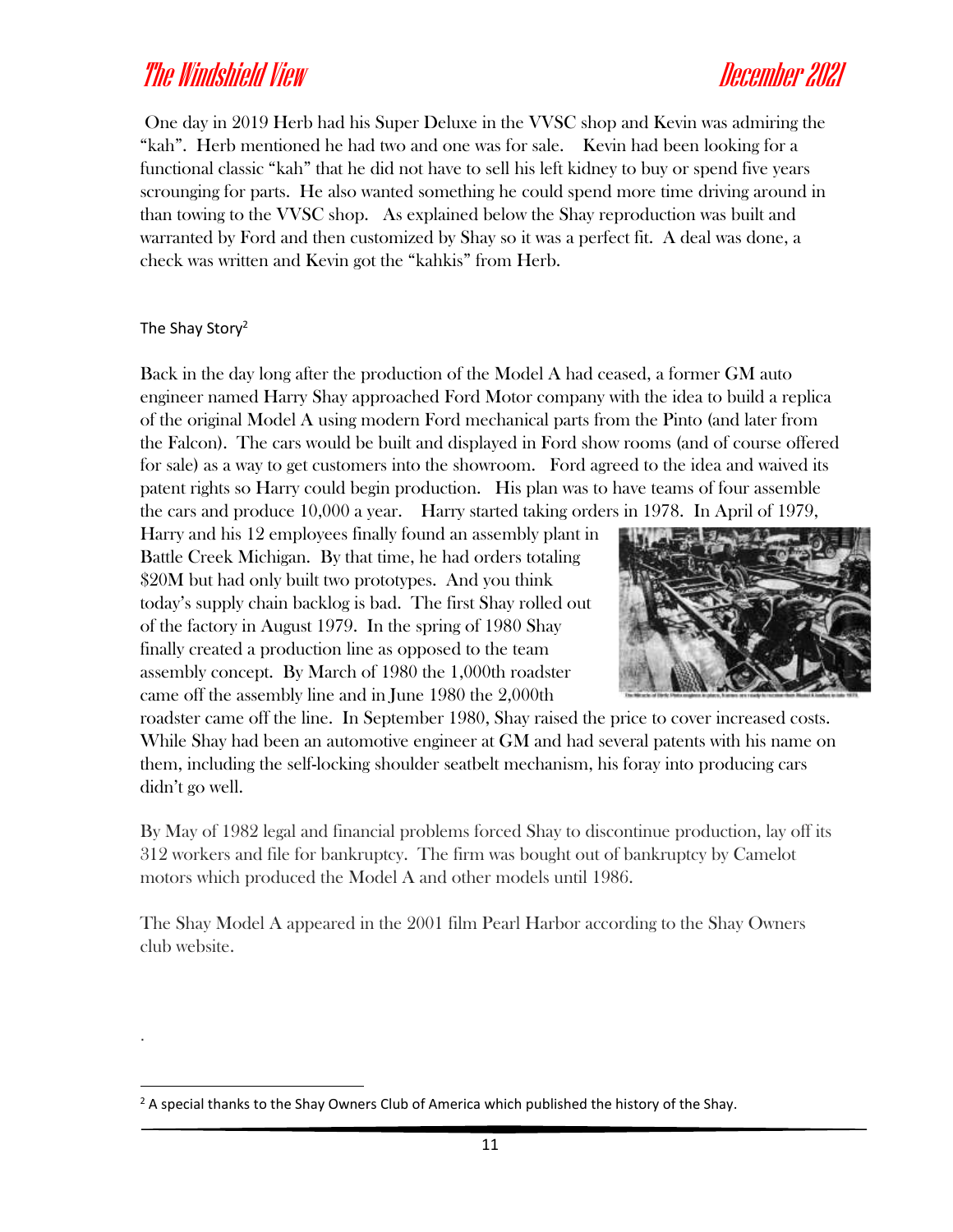One day in 2019 Herb had his Super Deluxe in the VVSC shop and Kevin was admiring the "kah". Herb mentioned he had two and one was for sale. Kevin had been looking for a functional classic "kah" that he did not have to sell his left kidney to buy or spend five years scrounging for parts. He also wanted something he could spend more time driving around in than towing to the VVSC shop. As explained below the Shay reproduction was built and warranted by Ford and then customized by Shay so it was a perfect fit. A deal was done, a check was written and Kevin got the "kahkis" from Herb.

## The Shay Story[2]

Back in the day long after the production of the Model A had ceased, a former GM auto engineer named Harry Shay approached Ford Motor company with the idea to build a replica of the original Model A using modern Ford mechanical parts from the Pinto (and later from the Falcon). The cars would be built and displayed in Ford show rooms (and of course offered for sale) as a way to get customers into the showroom. Ford agreed to the idea and waived its patent rights so Harry could begin production. His plan was to have teams of four assemble the cars and produce 10,000 a year. Harry started taking orders in 1978. In April of 1979, Harry and his 12 employees finally found an assembly plant in Battle Creek Michigan. By that time, he had orders totaling $20M but had only built two prototypes. And you think today's supply chain backlog is bad. The first Shay rolled out of the factory in August 1979. In the spring of 1980 Shay finally created a production line as opposed to the team assembly concept. By March of 1980 the 1,000th roadster came off the assembly line and in June 1980 the 2,000th roadster came off the line. In September 1980, Shay raised the price to cover increased costs. While Shay had been an automotive engineer at GM and had several patents with his name on them, including the self-locking shoulder seatbelt mechanism, his foray into producing cars didn't go well.

By May of 1982 legal and financial problems forced Shay to discontinue production, lay off its 312 workers and file for bankruptcy. The firm was bought out of bankruptcy by Camelot motors which produced the Model A and other models until 1986.

The Shay Model A appeared in the 2001 film Pearl Harbor according to the Shay Owners club website.

.

[2] A special thanks to the Shay Owners Club of America which published the history of the Shay.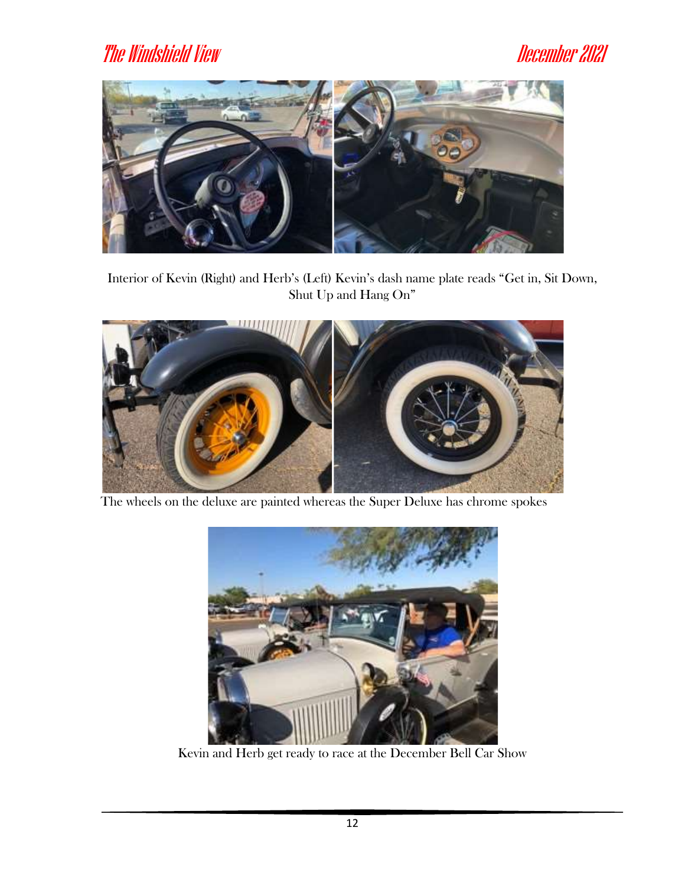Interior of Kevin (Right) and Herb's (Left) Kevin's dash name plate reads "Get in, Sit Down, Shut Up and Hang On"

The wheels on the deluxe are painted whereas the Super Deluxe has chrome spokes

Kevin and Herb get ready to race at the December Bell Car Show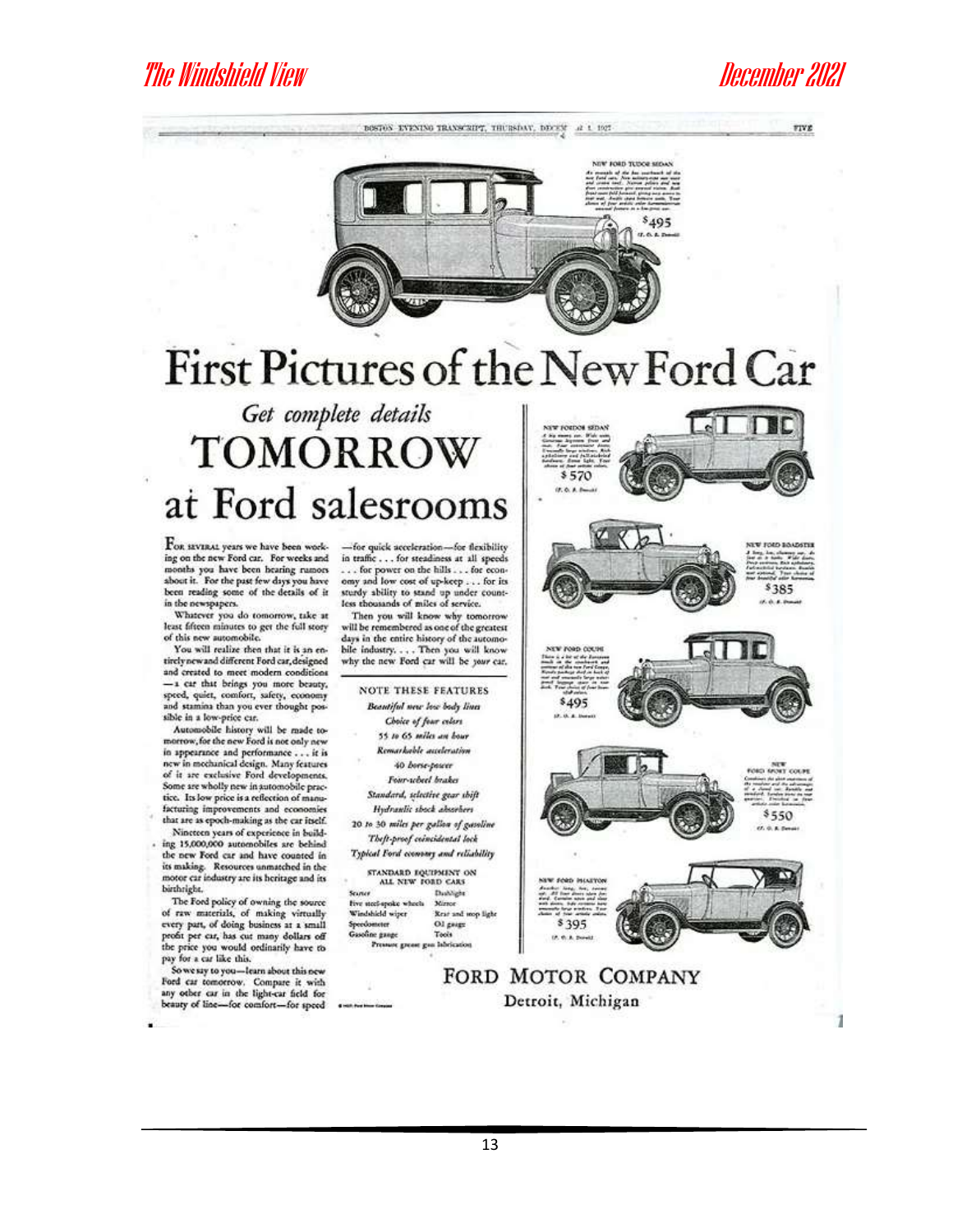BOSTON EVENING TRANSCRIPT, THURSDAY, DECEMBER 1, 1927

NEW FORD TUDOR SEDAN

$495 (F. O. B. Detroit)

# First Pictures of the New Ford Car

## Get complete details TOMORROW at Ford salesrooms

For several years we have been working on the new Ford car. For weeks and months you have been hearing rumors about it. For the past few days you have been reading some of the details of it in the newspapers.

Whatever you do tomorrow, take at least fifteen minutes to get the full story of this new automobile.

You will realize then that it is an entirely new and different Ford car, designed and created to meet modern conditions—a car that brings you more beauty, speed, quiet, comfort, safety, economy and stamina than you ever thought possible in a low-price car.

Automobile history will be made tomorrow, for the new Ford is not only new in appearance and performance . . . it is new in mechanical design. Many features of it are exclusive Ford developments. Some are wholly new in automobile practice. Its low price is a reflection of manufacturing improvements and economies that are as epoch-making as the car itself.

Nineteen years of experience in building 15,000,000 automobiles are behind the new Ford car and have counted in its making. Resources unmatched in the motor car industry are its heritage and its birthright.

The Ford policy of owning the source of raw materials, of making virtually every part, of doing business at a small profit per car, has cut many dollars off the price you would ordinarily have to pay for a car like this.

So we say to you—learn about this new Ford car tomorrow. Compare it with any other car in the light-car field for beauty of line—for comfort—for speed—for quick acceleration—for flexibility in traffic . . . for steadiness at all speeds . . . for power on the hills . . . for economy and low cost of up-keep . . . for its sturdy ability to stand up under countless thousands of miles of service.

Then you will know why tomorrow will be remembered as one of the greatest days in the entire history of the automobile industry. . . . Then you will know why the new Ford car will be *your* car.

### NOTE THESE FEATURES

*Beautiful new low body lines*
*Choice of four colors*
*55 to 65 miles an hour*
*Remarkable acceleration*
*40 horse-power*
*Four-wheel brakes*
*Standard, selective gear shift*
*Hydraulic shock absorbers*
*20 to 30 miles per gallon of gasoline*
*Theft-proof coincidental lock*
*Typical Ford economy and reliability*

### STANDARD EQUIPMENT ON ALL NEW FORD CARS

- Starter
- Five steel-spoke wheels
- Windshield wiper
- Speedometer
- Gasoline gauge
- Dashlight
- Mirror
- Rear and stop light
- Oil gauge
- Tools
- Pressure grease gun lubrication

NEW FORDOR SEDAN — $570 (F. O. B. Detroit)

NEW FORD ROADSTER — $385 (F. O. B. Detroit)

NEW FORD COUPE — $495 (F. O. B. Detroit)

NEW FORD SPORT COUPE — $550 (F. O. B. Detroit)

NEW FORD PHAETON — $395 (F. O. B. Detroit)

FORD MOTOR COMPANY
Detroit, Michigan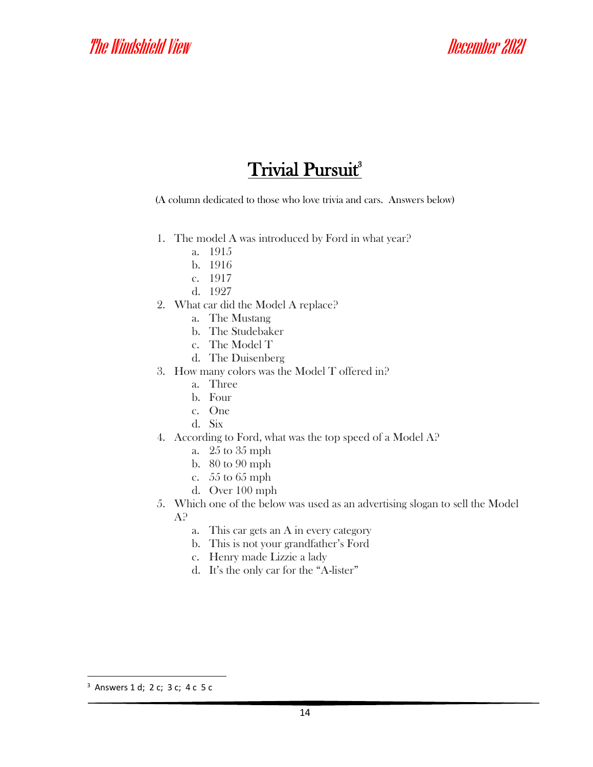# Trivial Pursuit[3]

(A column dedicated to those who love trivia and cars. Answers below)

1. The model A was introduced by Ford in what year?
    a. 1915
    b. 1916
    c. 1917
    d. 1927
2. What car did the Model A replace?
    a. The Mustang
    b. The Studebaker
    c. The Model T
    d. The Duisenberg
3. How many colors was the Model T offered in?
    a. Three
    b. Four
    c. One
    d. Six
4. According to Ford, what was the top speed of a Model A?
    a. 25 to 35 mph
    b. 80 to 90 mph
    c. 55 to 65 mph
    d. Over 100 mph
5. Which one of the below was used as an advertising slogan to sell the Model A?
    a. This car gets an A in every category
    b. This is not your grandfather's Ford
    c. Henry made Lizzie a lady
    d. It's the only car for the "A-lister"

[3] Answers 1 d; 2 c; 3 c; 4 c 5 c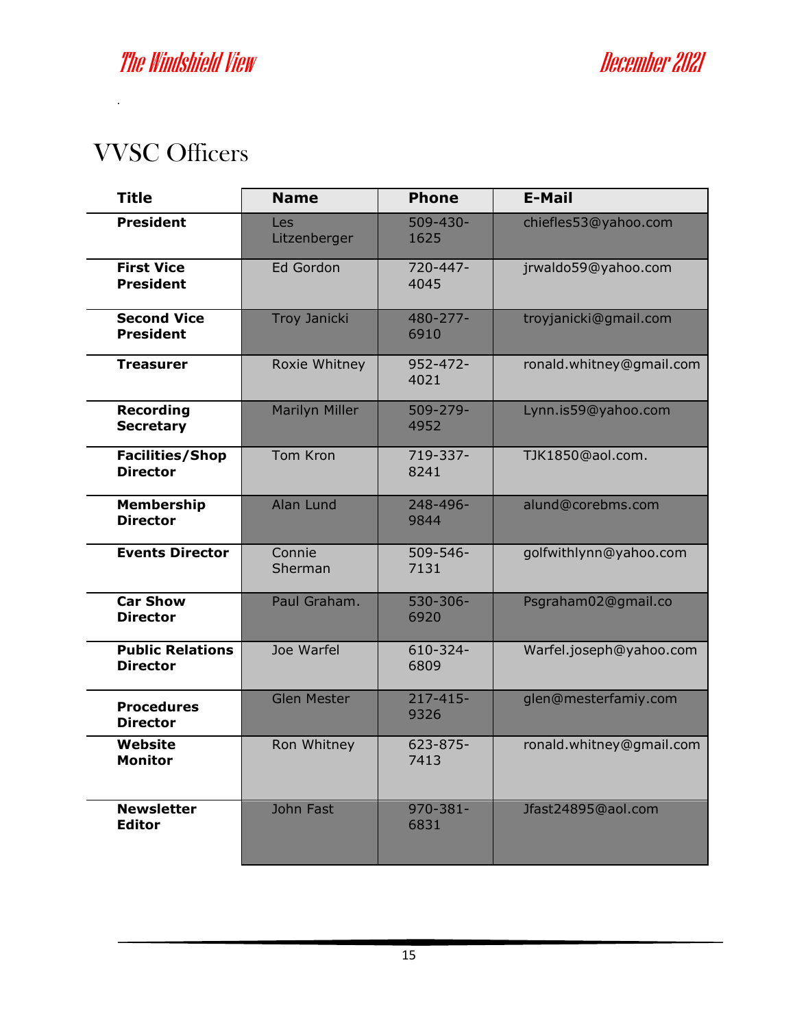# VVSC Officers

| Title | Name | Phone | E-Mail |
|---|---|---|---|
| **President** | Les Litzenberger | 509-430-1625 | chiefles53@yahoo.com |
| **First Vice President** | Ed Gordon | 720-447-4045 | jrwaldo59@yahoo.com |
| **Second Vice President** | Troy Janicki | 480-277-6910 | troyjanicki@gmail.com |
| **Treasurer** | Roxie Whitney | 952-472-4021 | ronald.whitney@gmail.com |
| **Recording Secretary** | Marilyn Miller | 509-279-4952 | Lynn.is59@yahoo.com |
| **Facilities/Shop Director** | Tom Kron | 719-337-8241 | TJK1850@aol.com. |
| **Membership Director** | Alan Lund | 248-496-9844 | alund@corebms.com |
| **Events Director** | Connie Sherman | 509-546-7131 | golfwithlynn@yahoo.com |
| **Car Show Director** | Paul Graham. | 530-306-6920 | Psgraham02@gmail.co |
| **Public Relations Director** | Joe Warfel | 610-324-6809 | Warfel.joseph@yahoo.com |
| **Procedures Director** | Glen Mester | 217-415-9326 | glen@mesterfamiy.com |
| **Website Monitor** | Ron Whitney | 623-875-7413 | ronald.whitney@gmail.com |
| **Newsletter Editor** | John Fast | 970-381-6831 | Jfast24895@aol.com |